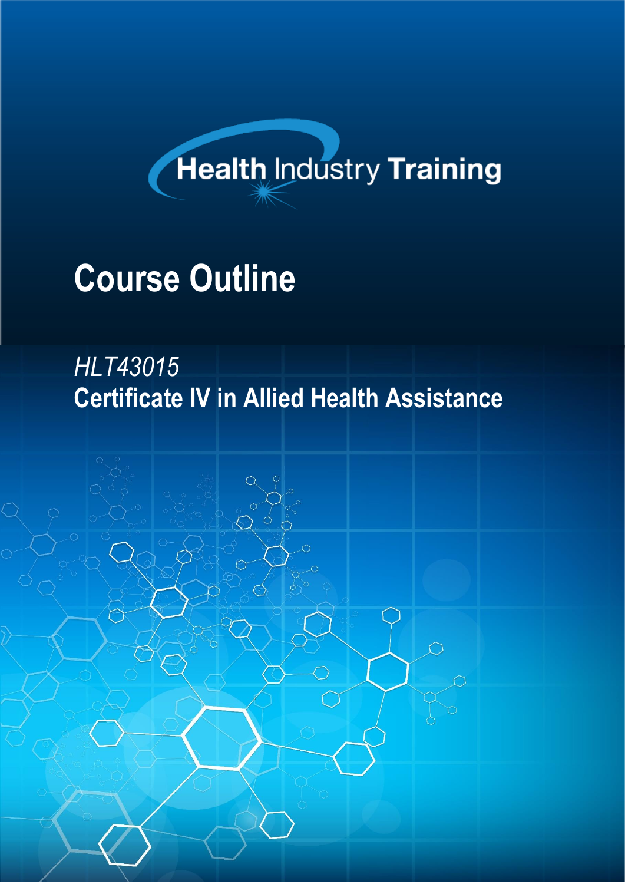Health Industry Training

# Course Outline

*HLT43015*

## Certificate IV in Allied Health Assistance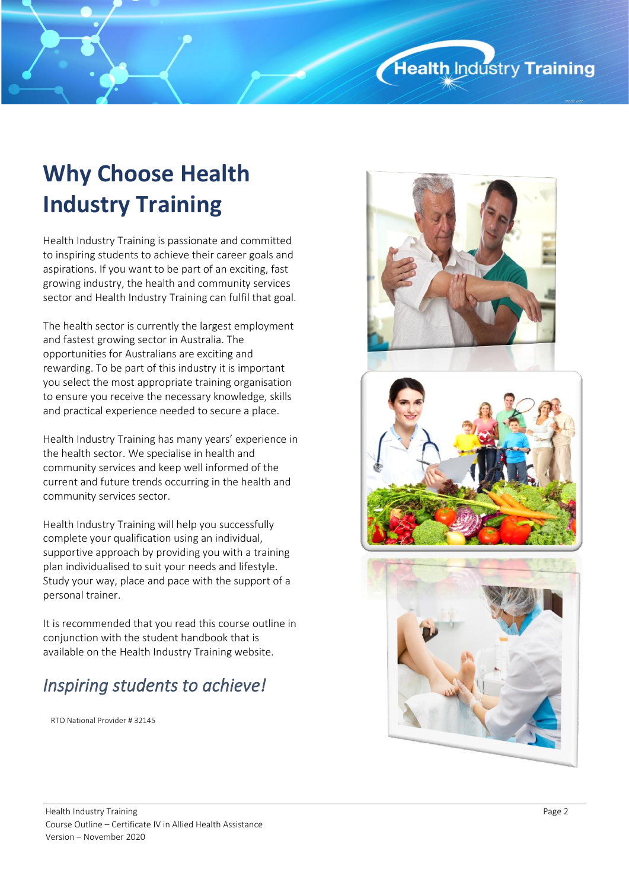# Why Choose Health Industry Training

Health Industry Training is passionate and committed to inspiring students to achieve their career goals and aspirations. If you want to be part of an exciting, fast growing industry, the health and community services sector and Health Industry Training can fulfil that goal.

The health sector is currently the largest employment and fastest growing sector in Australia. The opportunities for Australians are exciting and rewarding. To be part of this industry it is important you select the most appropriate training organisation to ensure you receive the necessary knowledge, skills and practical experience needed to secure a place.

Health Industry Training has many years' experience in the health sector. We specialise in health and community services and keep well informed of the current and future trends occurring in the health and community services sector.

Health Industry Training will help you successfully complete your qualification using an individual, supportive approach by providing you with a training plan individualised to suit your needs and lifestyle. Study your way, place and pace with the support of a personal trainer.

It is recommended that you read this course outline in conjunction with the student handbook that is available on the Health Industry Training website.

## *Inspiring students to achieve!*

RTO National Provider # 32145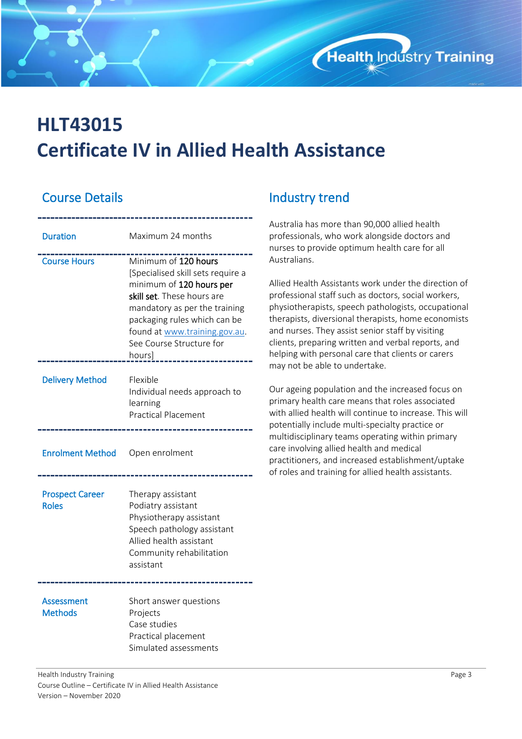# HLT43015
# Certificate IV in Allied Health Assistance

## Course Details

| | |
|---|---|
| Duration | Maximum 24 months |
| Course Hours | Minimum of **120 hours** [Specialised skill sets require a minimum of **120 hours per skill set**. These hours are mandatory as per the training packaging rules which can be found at www.training.gov.au. See Course Structure for hours] |
| Delivery Method | Flexible<br>Individual needs approach to learning<br>Practical Placement |
| Enrolment Method | Open enrolment |
| Prospect Career Roles | Therapy assistant<br>Podiatry assistant<br>Physiotherapy assistant<br>Speech pathology assistant<br>Allied health assistant<br>Community rehabilitation assistant |
| Assessment Methods | Short answer questions<br>Projects<br>Case studies<br>Practical placement<br>Simulated assessments |

## Industry trend

Australia has more than 90,000 allied health professionals, who work alongside doctors and nurses to provide optimum health care for all Australians.

Allied Health Assistants work under the direction of professional staff such as doctors, social workers, physiotherapists, speech pathologists, occupational therapists, diversional therapists, home economists and nurses. They assist senior staff by visiting clients, preparing written and verbal reports, and helping with personal care that clients or carers may not be able to undertake.

Our ageing population and the increased focus on primary health care means that roles associated with allied health will continue to increase. This will potentially include multi-specialty practice or multidisciplinary teams operating within primary care involving allied health and medical practitioners, and increased establishment/uptake of roles and training for allied health assistants.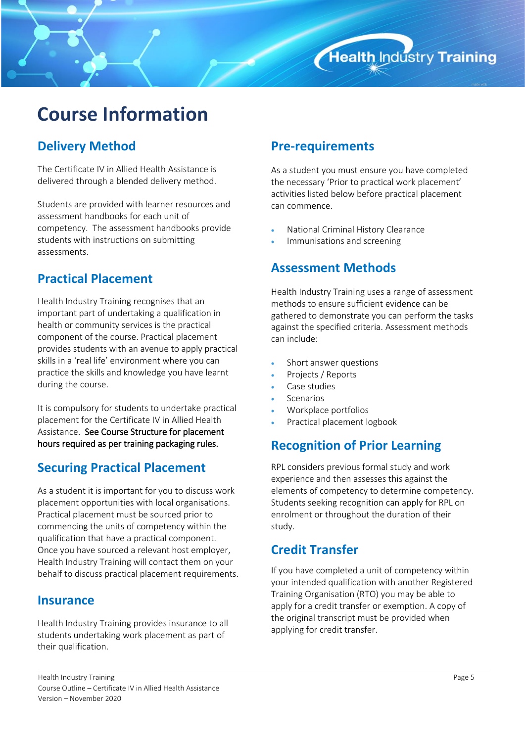# Course Information

## Delivery Method

The Certificate IV in Allied Health Assistance is delivered through a blended delivery method.

Students are provided with learner resources and assessment handbooks for each unit of competency. The assessment handbooks provide students with instructions on submitting assessments.

## Practical Placement

Health Industry Training recognises that an important part of undertaking a qualification in health or community services is the practical component of the course. Practical placement provides students with an avenue to apply practical skills in a 'real life' environment where you can practice the skills and knowledge you have learnt during the course.

It is compulsory for students to undertake practical placement for the Certificate IV in Allied Health Assistance. See Course Structure for placement hours required as per training packaging rules.

## Securing Practical Placement

As a student it is important for you to discuss work placement opportunities with local organisations. Practical placement must be sourced prior to commencing the units of competency within the qualification that have a practical component. Once you have sourced a relevant host employer, Health Industry Training will contact them on your behalf to discuss practical placement requirements.

## Insurance

Health Industry Training provides insurance to all students undertaking work placement as part of their qualification.

## Pre-requirements

As a student you must ensure you have completed the necessary 'Prior to practical work placement' activities listed below before practical placement can commence.

- National Criminal History Clearance
- Immunisations and screening

## Assessment Methods

Health Industry Training uses a range of assessment methods to ensure sufficient evidence can be gathered to demonstrate you can perform the tasks against the specified criteria. Assessment methods can include:

- Short answer questions
- Projects / Reports
- Case studies
- Scenarios
- Workplace portfolios
- Practical placement logbook

## Recognition of Prior Learning

RPL considers previous formal study and work experience and then assesses this against the elements of competency to determine competency. Students seeking recognition can apply for RPL on enrolment or throughout the duration of their study.

## Credit Transfer

If you have completed a unit of competency within your intended qualification with another Registered Training Organisation (RTO) you may be able to apply for a credit transfer or exemption. A copy of the original transcript must be provided when applying for credit transfer.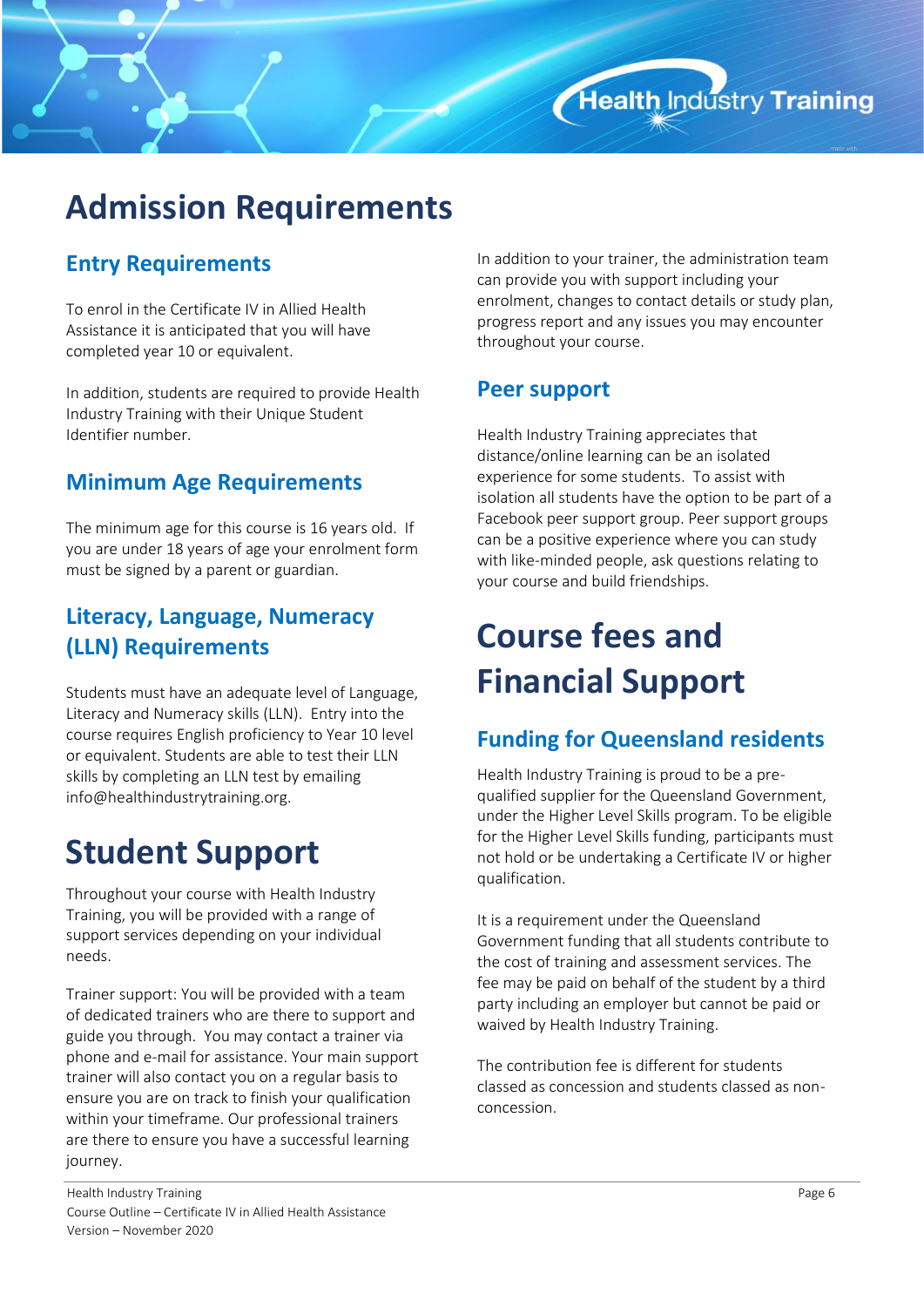# Admission Requirements

## Entry Requirements

To enrol in the Certificate IV in Allied Health Assistance it is anticipated that you will have completed year 10 or equivalent.

In addition, students are required to provide Health Industry Training with their Unique Student Identifier number.

## Minimum Age Requirements

The minimum age for this course is 16 years old. If you are under 18 years of age your enrolment form must be signed by a parent or guardian.

## Literacy, Language, Numeracy (LLN) Requirements

Students must have an adequate level of Language, Literacy and Numeracy skills (LLN). Entry into the course requires English proficiency to Year 10 level or equivalent. Students are able to test their LLN skills by completing an LLN test by emailing info@healthindustrytraining.org.

# Student Support

Throughout your course with Health Industry Training, you will be provided with a range of support services depending on your individual needs.

Trainer support: You will be provided with a team of dedicated trainers who are there to support and guide you through. You may contact a trainer via phone and e-mail for assistance. Your main support trainer will also contact you on a regular basis to ensure you are on track to finish your qualification within your timeframe. Our professional trainers are there to ensure you have a successful learning journey.

In addition to your trainer, the administration team can provide you with support including your enrolment, changes to contact details or study plan, progress report and any issues you may encounter throughout your course.

## Peer support

Health Industry Training appreciates that distance/online learning can be an isolated experience for some students. To assist with isolation all students have the option to be part of a Facebook peer support group. Peer support groups can be a positive experience where you can study with like-minded people, ask questions relating to your course and build friendships.

# Course fees and Financial Support

## Funding for Queensland residents

Health Industry Training is proud to be a pre-qualified supplier for the Queensland Government, under the Higher Level Skills program. To be eligible for the Higher Level Skills funding, participants must not hold or be undertaking a Certificate IV or higher qualification.

It is a requirement under the Queensland Government funding that all students contribute to the cost of training and assessment services. The fee may be paid on behalf of the student by a third party including an employer but cannot be paid or waived by Health Industry Training.

The contribution fee is different for students classed as concession and students classed as non-concession.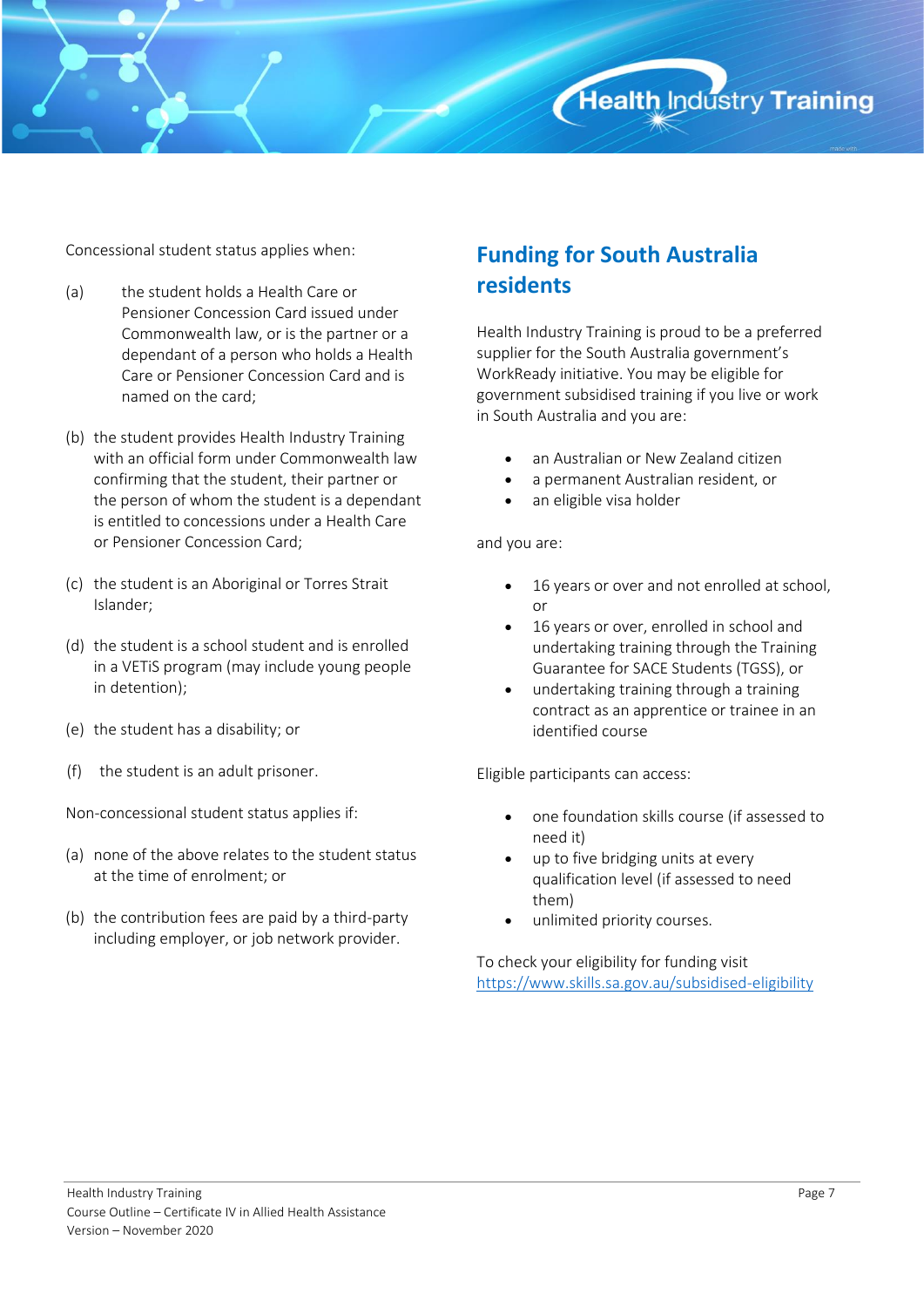Concessional student status applies when:

(a) the student holds a Health Care or Pensioner Concession Card issued under Commonwealth law, or is the partner or a dependant of a person who holds a Health Care or Pensioner Concession Card and is named on the card;

(b) the student provides Health Industry Training with an official form under Commonwealth law confirming that the student, their partner or the person of whom the student is a dependant is entitled to concessions under a Health Care or Pensioner Concession Card;

(c) the student is an Aboriginal or Torres Strait Islander;

(d) the student is a school student and is enrolled in a VETiS program (may include young people in detention);

(e) the student has a disability; or

(f) the student is an adult prisoner.

Non-concessional student status applies if:

(a) none of the above relates to the student status at the time of enrolment; or

(b) the contribution fees are paid by a third-party including employer, or job network provider.

## Funding for South Australia residents

Health Industry Training is proud to be a preferred supplier for the South Australia government's WorkReady initiative. You may be eligible for government subsidised training if you live or work in South Australia and you are:

- an Australian or New Zealand citizen
- a permanent Australian resident, or
- an eligible visa holder

and you are:

- 16 years or over and not enrolled at school, or
- 16 years or over, enrolled in school and undertaking training through the Training Guarantee for SACE Students (TGSS), or
- undertaking training through a training contract as an apprentice or trainee in an identified course

Eligible participants can access:

- one foundation skills course (if assessed to need it)
- up to five bridging units at every qualification level (if assessed to need them)
- unlimited priority courses.

To check your eligibility for funding visit https://www.skills.sa.gov.au/subsidised-eligibility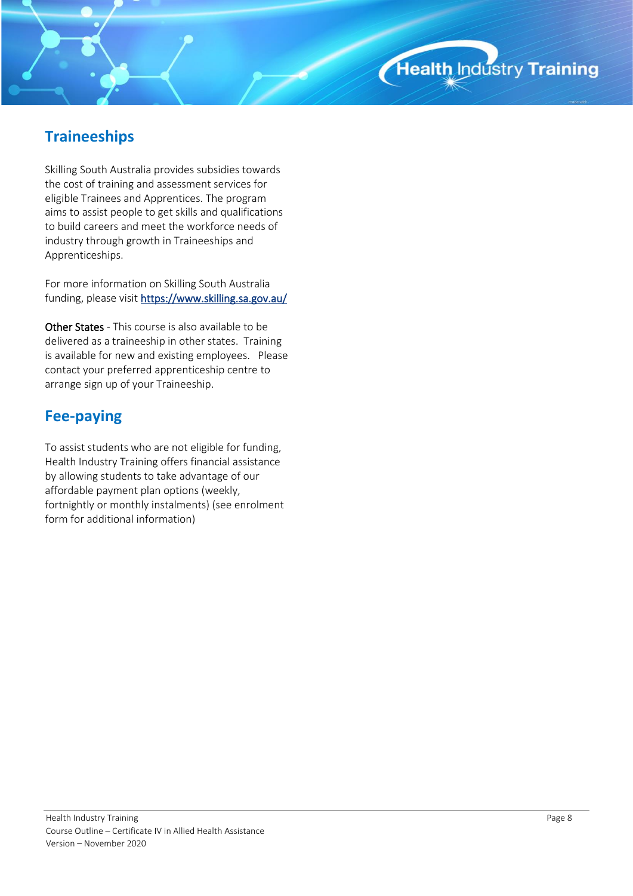## Traineeships

Skilling South Australia provides subsidies towards the cost of training and assessment services for eligible Trainees and Apprentices. The program aims to assist people to get skills and qualifications to build careers and meet the workforce needs of industry through growth in Traineeships and Apprenticeships.

For more information on Skilling South Australia funding, please visit https://www.skilling.sa.gov.au/

Other States - This course is also available to be delivered as a traineeship in other states. Training is available for new and existing employees. Please contact your preferred apprenticeship centre to arrange sign up of your Traineeship.

## Fee-paying

To assist students who are not eligible for funding, Health Industry Training offers financial assistance by allowing students to take advantage of our affordable payment plan options (weekly, fortnightly or monthly instalments) (see enrolment form for additional information)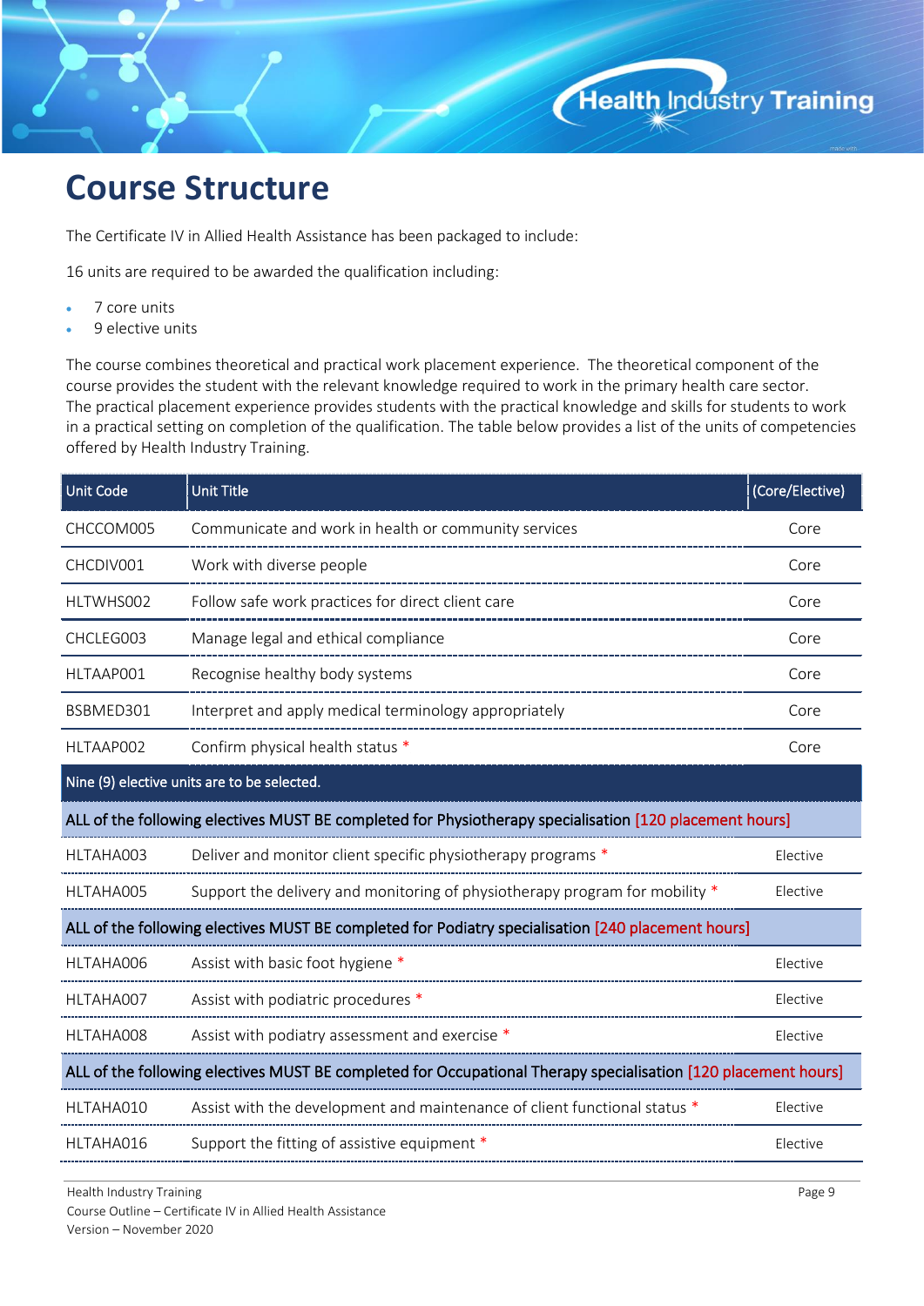# Course Structure

The Certificate IV in Allied Health Assistance has been packaged to include:

16 units are required to be awarded the qualification including:

- 7 core units
- 9 elective units

The course combines theoretical and practical work placement experience. The theoretical component of the course provides the student with the relevant knowledge required to work in the primary health care sector. The practical placement experience provides students with the practical knowledge and skills for students to work in a practical setting on completion of the qualification. The table below provides a list of the units of competencies offered by Health Industry Training.

| Unit Code | Unit Title | (Core/Elective) |
|---|---|---|
| CHCCOM005 | Communicate and work in health or community services | Core |
| CHCDIV001 | Work with diverse people | Core |
| HLTWHS002 | Follow safe work practices for direct client care | Core |
| CHCLEG003 | Manage legal and ethical compliance | Core |
| HLTAAP001 | Recognise healthy body systems | Core |
| BSBMED301 | Interpret and apply medical terminology appropriately | Core |
| HLTAAP002 | Confirm physical health status * | Core |
| Nine (9) elective units are to be selected. | | |
| ALL of the following electives MUST BE completed for Physiotherapy specialisation [120 placement hours] | | |
| HLTAHA003 | Deliver and monitor client specific physiotherapy programs * | Elective |
| HLTAHA005 | Support the delivery and monitoring of physiotherapy program for mobility * | Elective |
| ALL of the following electives MUST BE completed for Podiatry specialisation [240 placement hours] | | |
| HLTAHA006 | Assist with basic foot hygiene * | Elective |
| HLTAHA007 | Assist with podiatric procedures * | Elective |
| HLTAHA008 | Assist with podiatry assessment and exercise * | Elective |
| ALL of the following electives MUST BE completed for Occupational Therapy specialisation [120 placement hours] | | |
| HLTAHA010 | Assist with the development and maintenance of client functional status * | Elective |
| HLTAHA016 | Support the fitting of assistive equipment * | Elective |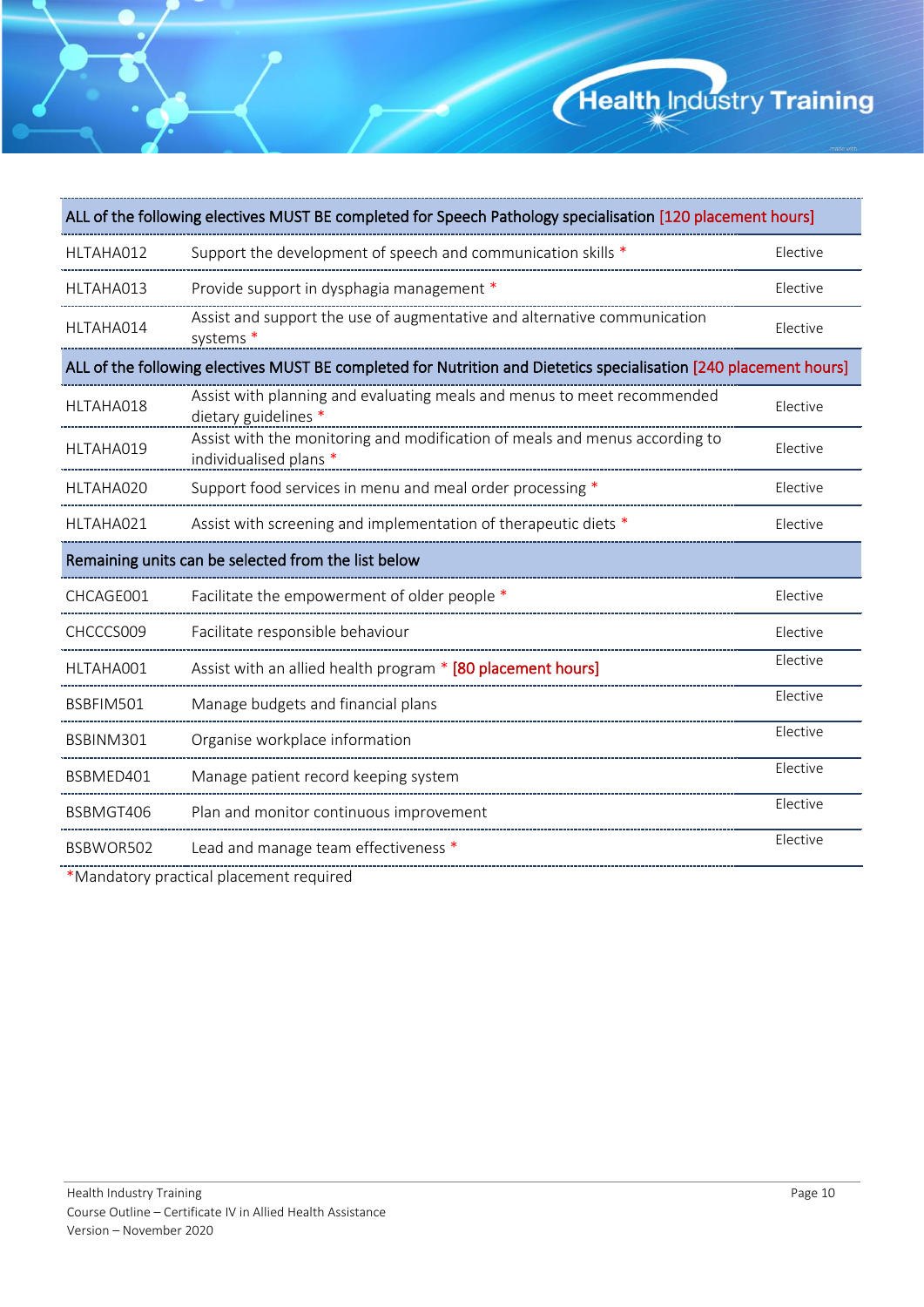| | | |
|---|---|---|
| **ALL of the following electives MUST BE completed for Speech Pathology specialisation [120 placement hours]** | | |
| HLTAHA012 | Support the development of speech and communication skills * | Elective |
| HLTAHA013 | Provide support in dysphagia management * | Elective |
| HLTAHA014 | Assist and support the use of augmentative and alternative communication systems * | Elective |
| **ALL of the following electives MUST BE completed for Nutrition and Dietetics specialisation [240 placement hours]** | | |
| HLTAHA018 | Assist with planning and evaluating meals and menus to meet recommended dietary guidelines * | Elective |
| HLTAHA019 | Assist with the monitoring and modification of meals and menus according to individualised plans * | Elective |
| HLTAHA020 | Support food services in menu and meal order processing * | Elective |
| HLTAHA021 | Assist with screening and implementation of therapeutic diets * | Elective |
| **Remaining units can be selected from the list below** | | |
| CHCAGE001 | Facilitate the empowerment of older people * | Elective |
| CHCCCS009 | Facilitate responsible behaviour | Elective |
| HLTAHA001 | Assist with an allied health program * [80 placement hours] | Elective |
| BSBFIM501 | Manage budgets and financial plans | Elective |
| BSBINM301 | Organise workplace information | Elective |
| BSBMED401 | Manage patient record keeping system | Elective |
| BSBMGT406 | Plan and monitor continuous improvement | Elective |
| BSBWOR502 | Lead and manage team effectiveness * | Elective |

*Mandatory practical placement required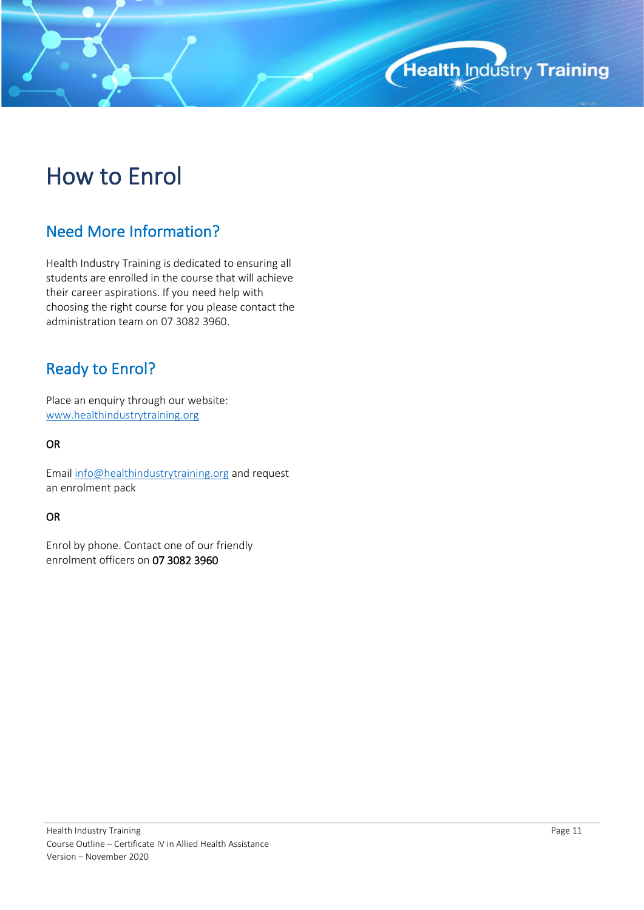# How to Enrol

## Need More Information?

Health Industry Training is dedicated to ensuring all students are enrolled in the course that will achieve their career aspirations. If you need help with choosing the right course for you please contact the administration team on 07 3082 3960.

## Ready to Enrol?

Place an enquiry through our website:
www.healthindustrytraining.org

OR

Email info@healthindustrytraining.org and request an enrolment pack

OR

Enrol by phone. Contact one of our friendly enrolment officers on 07 3082 3960